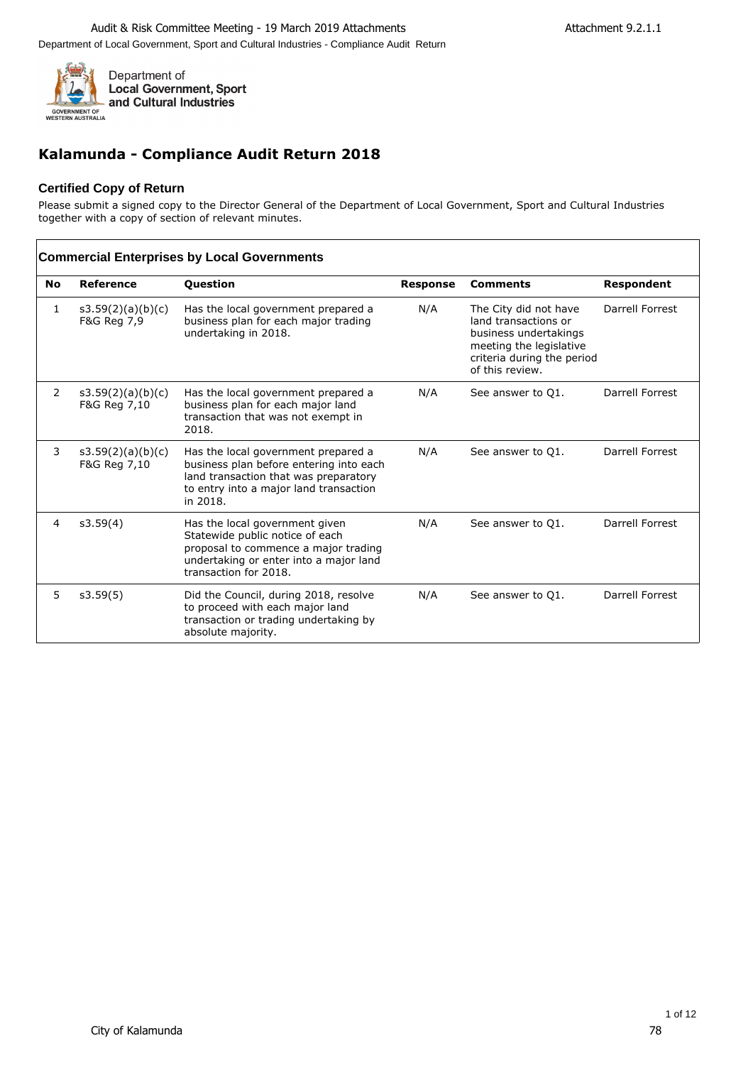Department of
**Local Government, Sport and Cultural Industries**

GOVERNMENT OF WESTERN AUSTRALIA

# Kalamunda - Compliance Audit Return 2018

### Certified Copy of Return

Please submit a signed copy to the Director General of the Department of Local Government, Sport and Cultural Industries together with a copy of section of relevant minutes.

## Commercial Enterprises by Local Governments

| No | Reference | Question | Response | Comments | Respondent |
|---|---|---|---|---|---|
| 1 | s3.59(2)(a)(b)(c) F&G Reg 7,9 | Has the local government prepared a business plan for each major trading undertaking in 2018. | N/A | The City did not have land transactions or business undertakings meeting the legislative criteria during the period of this review. | Darrell Forrest |
| 2 | s3.59(2)(a)(b)(c) F&G Reg 7,10 | Has the local government prepared a business plan for each major land transaction that was not exempt in 2018. | N/A | See answer to Q1. | Darrell Forrest |
| 3 | s3.59(2)(a)(b)(c) F&G Reg 7,10 | Has the local government prepared a business plan before entering into each land transaction that was preparatory to entry into a major land transaction in 2018. | N/A | See answer to Q1. | Darrell Forrest |
| 4 | s3.59(4) | Has the local government given Statewide public notice of each proposal to commence a major trading undertaking or enter into a major land transaction for 2018. | N/A | See answer to Q1. | Darrell Forrest |
| 5 | s3.59(5) | Did the Council, during 2018, resolve to proceed with each major land transaction or trading undertaking by absolute majority. | N/A | See answer to Q1. | Darrell Forrest |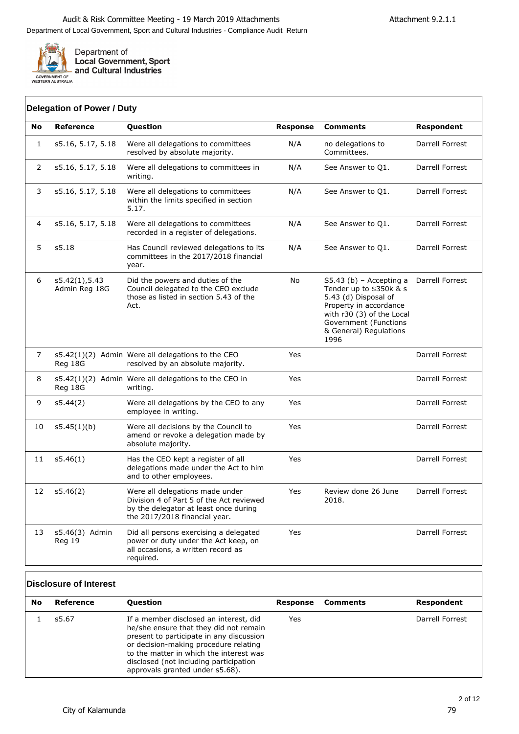Department of Local Government, Sport and Cultural Industries

## Delegation of Power / Duty

| No | Reference | Question | Response | Comments | Respondent |
|---|---|---|---|---|---|
| 1 | s5.16, 5.17, 5.18 | Were all delegations to committees resolved by absolute majority. | N/A | no delegations to Committees. | Darrell Forrest |
| 2 | s5.16, 5.17, 5.18 | Were all delegations to committees in writing. | N/A | See Answer to Q1. | Darrell Forrest |
| 3 | s5.16, 5.17, 5.18 | Were all delegations to committees within the limits specified in section 5.17. | N/A | See Answer to Q1. | Darrell Forrest |
| 4 | s5.16, 5.17, 5.18 | Were all delegations to committees recorded in a register of delegations. | N/A | See Answer to Q1. | Darrell Forrest |
| 5 | s5.18 | Has Council reviewed delegations to its committees in the 2017/2018 financial year. | N/A | See Answer to Q1. | Darrell Forrest |
| 6 | s5.42(1),5.43 Admin Reg 18G | Did the powers and duties of the Council delegated to the CEO exclude those as listed in section 5.43 of the Act. | No | S5.43 (b) – Accepting a Tender up to $350k & s 5.43 (d) Disposal of Property in accordance with r30 (3) of the Local Government (Functions & General) Regulations 1996 | Darrell Forrest |
| 7 | s5.42(1)(2) Admin Reg 18G | Were all delegations to the CEO resolved by an absolute majority. | Yes | | Darrell Forrest |
| 8 | s5.42(1)(2) Admin Reg 18G | Were all delegations to the CEO in writing. | Yes | | Darrell Forrest |
| 9 | s5.44(2) | Were all delegations by the CEO to any employee in writing. | Yes | | Darrell Forrest |
| 10 | s5.45(1)(b) | Were all decisions by the Council to amend or revoke a delegation made by absolute majority. | Yes | | Darrell Forrest |
| 11 | s5.46(1) | Has the CEO kept a register of all delegations made under the Act to him and to other employees. | Yes | | Darrell Forrest |
| 12 | s5.46(2) | Were all delegations made under Division 4 of Part 5 of the Act reviewed by the delegator at least once during the 2017/2018 financial year. | Yes | Review done 26 June 2018. | Darrell Forrest |
| 13 | s5.46(3) Admin Reg 19 | Did all persons exercising a delegated power or duty under the Act keep, on all occasions, a written record as required. | Yes | | Darrell Forrest |

## Disclosure of Interest

| No | Reference | Question | Response | Comments | Respondent |
|---|---|---|---|---|---|
| 1 | s5.67 | If a member disclosed an interest, did he/she ensure that they did not remain present to participate in any discussion or decision-making procedure relating to the matter in which the interest was disclosed (not including participation approvals granted under s5.68). | Yes | | Darrell Forrest |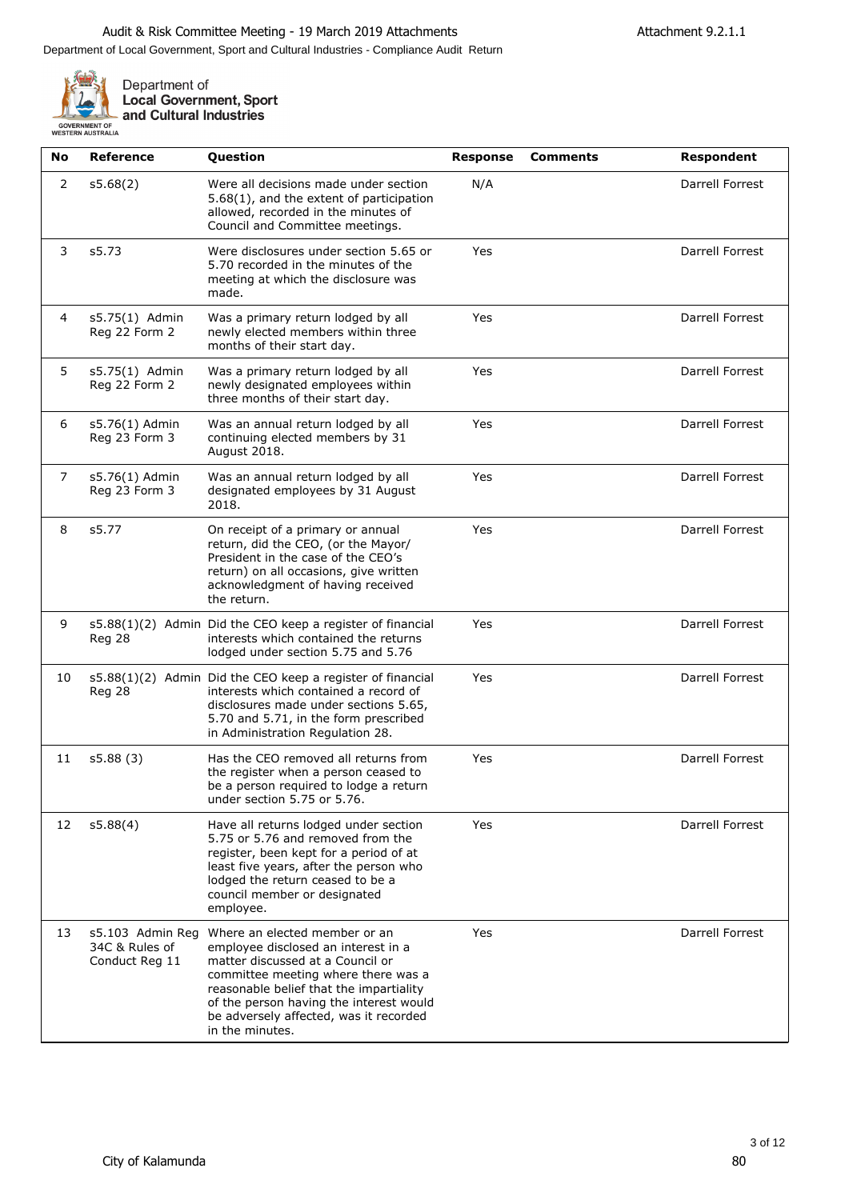Department of Local Government, Sport and Cultural Industries - Compliance Audit Return

Department of **Local Government, Sport and Cultural Industries**

| No | Reference | Question | Response | Comments | Respondent |
|---|---|---|---|---|---|
| 2 | s5.68(2) | Were all decisions made under section 5.68(1), and the extent of participation allowed, recorded in the minutes of Council and Committee meetings. | N/A | | Darrell Forrest |
| 3 | s5.73 | Were disclosures under section 5.65 or 5.70 recorded in the minutes of the meeting at which the disclosure was made. | Yes | | Darrell Forrest |
| 4 | s5.75(1) Admin Reg 22 Form 2 | Was a primary return lodged by all newly elected members within three months of their start day. | Yes | | Darrell Forrest |
| 5 | s5.75(1) Admin Reg 22 Form 2 | Was a primary return lodged by all newly designated employees within three months of their start day. | Yes | | Darrell Forrest |
| 6 | s5.76(1) Admin Reg 23 Form 3 | Was an annual return lodged by all continuing elected members by 31 August 2018. | Yes | | Darrell Forrest |
| 7 | s5.76(1) Admin Reg 23 Form 3 | Was an annual return lodged by all designated employees by 31 August 2018. | Yes | | Darrell Forrest |
| 8 | s5.77 | On receipt of a primary or annual return, did the CEO, (or the Mayor/ President in the case of the CEO's return) on all occasions, give written acknowledgment of having received the return. | Yes | | Darrell Forrest |
| 9 | s5.88(1)(2) Admin Reg 28 | Did the CEO keep a register of financial interests which contained the returns lodged under section 5.75 and 5.76 | Yes | | Darrell Forrest |
| 10 | s5.88(1)(2) Admin Reg 28 | Did the CEO keep a register of financial interests which contained a record of disclosures made under sections 5.65, 5.70 and 5.71, in the form prescribed in Administration Regulation 28. | Yes | | Darrell Forrest |
| 11 | s5.88 (3) | Has the CEO removed all returns from the register when a person ceased to be a person required to lodge a return under section 5.75 or 5.76. | Yes | | Darrell Forrest |
| 12 | s5.88(4) | Have all returns lodged under section 5.75 or 5.76 and removed from the register, been kept for a period of at least five years, after the person who lodged the return ceased to be a council member or designated employee. | Yes | | Darrell Forrest |
| 13 | s5.103 Admin Reg 34C & Rules of Conduct Reg 11 | Where an elected member or an employee disclosed an interest in a matter discussed at a Council or committee meeting where there was a reasonable belief that the impartiality of the person having the interest would be adversely affected, was it recorded in the minutes. | Yes | | Darrell Forrest |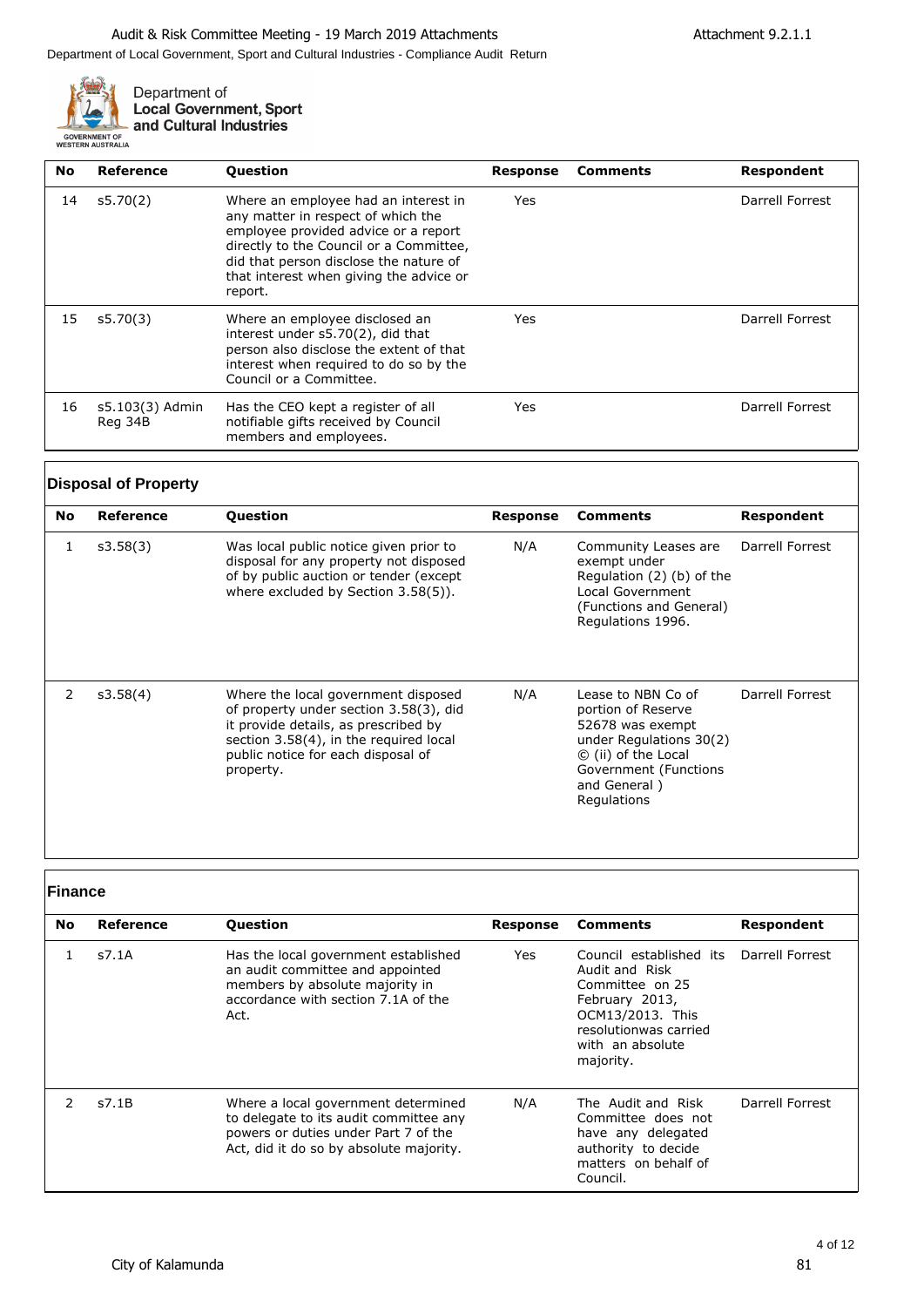Department of Local Government, Sport and Cultural Industries

| No | Reference | Question | Response | Comments | Respondent |
|---|---|---|---|---|---|
| 14 | s5.70(2) | Where an employee had an interest in any matter in respect of which the employee provided advice or a report directly to the Council or a Committee, did that person disclose the nature of that interest when giving the advice or report. | Yes | | Darrell Forrest |
| 15 | s5.70(3) | Where an employee disclosed an interest under s5.70(2), did that person also disclose the extent of that interest when required to do so by the Council or a Committee. | Yes | | Darrell Forrest |
| 16 | s5.103(3) Admin Reg 34B | Has the CEO kept a register of all notifiable gifts received by Council members and employees. | Yes | | Darrell Forrest |

## Disposal of Property

| No | Reference | Question | Response | Comments | Respondent |
|---|---|---|---|---|---|
| 1 | s3.58(3) | Was local public notice given prior to disposal for any property not disposed of by public auction or tender (except where excluded by Section 3.58(5)). | N/A | Community Leases are exempt under Regulation (2) (b) of the Local Government (Functions and General) Regulations 1996. | Darrell Forrest |
| 2 | s3.58(4) | Where the local government disposed of property under section 3.58(3), did it provide details, as prescribed by section 3.58(4), in the required local public notice for each disposal of property. | N/A | Lease to NBN Co of portion of Reserve 52678 was exempt under Regulations 30(2) © (ii) of the Local Government (Functions and General ) Regulations | Darrell Forrest |

## Finance

| No | Reference | Question | Response | Comments | Respondent |
|---|---|---|---|---|---|
| 1 | s7.1A | Has the local government established an audit committee and appointed members by absolute majority in accordance with section 7.1A of the Act. | Yes | Council established its Audit and Risk Committee on 25 February 2013, OCM13/2013. This resolutionwas carried with an absolute majority. | Darrell Forrest |
| 2 | s7.1B | Where a local government determined to delegate to its audit committee any powers or duties under Part 7 of the Act, did it do so by absolute majority. | N/A | The Audit and Risk Committee does not have any delegated authority to decide matters on behalf of Council. | Darrell Forrest |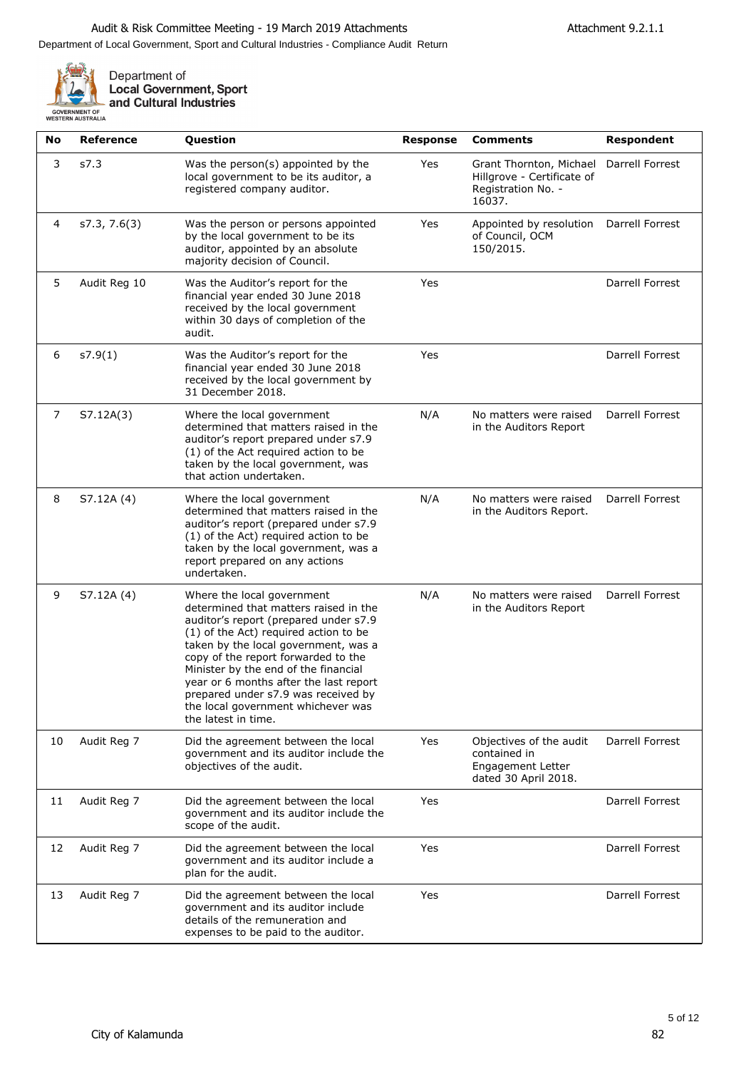Department of Local Government, Sport and Cultural Industries - Compliance Audit Return

Department of **Local Government, Sport and Cultural Industries**

| No | Reference | Question | Response | Comments | Respondent |
|---|---|---|---|---|---|
| 3 | s7.3 | Was the person(s) appointed by the local government to be its auditor, a registered company auditor. | Yes | Grant Thornton, Michael Hillgrove - Certificate of Registration No. - 16037. | Darrell Forrest |
| 4 | s7.3, 7.6(3) | Was the person or persons appointed by the local government to be its auditor, appointed by an absolute majority decision of Council. | Yes | Appointed by resolution of Council, OCM 150/2015. | Darrell Forrest |
| 5 | Audit Reg 10 | Was the Auditor's report for the financial year ended 30 June 2018 received by the local government within 30 days of completion of the audit. | Yes | | Darrell Forrest |
| 6 | s7.9(1) | Was the Auditor's report for the financial year ended 30 June 2018 received by the local government by 31 December 2018. | Yes | | Darrell Forrest |
| 7 | S7.12A(3) | Where the local government determined that matters raised in the auditor's report prepared under s7.9 (1) of the Act required action to be taken by the local government, was that action undertaken. | N/A | No matters were raised in the Auditors Report | Darrell Forrest |
| 8 | S7.12A (4) | Where the local government determined that matters raised in the auditor's report (prepared under s7.9 (1) of the Act) required action to be taken by the local government, was a report prepared on any actions undertaken. | N/A | No matters were raised in the Auditors Report. | Darrell Forrest |
| 9 | S7.12A (4) | Where the local government determined that matters raised in the auditor's report (prepared under s7.9 (1) of the Act) required action to be taken by the local government, was a copy of the report forwarded to the Minister by the end of the financial year or 6 months after the last report prepared under s7.9 was received by the local government whichever was the latest in time. | N/A | No matters were raised in the Auditors Report | Darrell Forrest |
| 10 | Audit Reg 7 | Did the agreement between the local government and its auditor include the objectives of the audit. | Yes | Objectives of the audit contained in Engagement Letter dated 30 April 2018. | Darrell Forrest |
| 11 | Audit Reg 7 | Did the agreement between the local government and its auditor include the scope of the audit. | Yes | | Darrell Forrest |
| 12 | Audit Reg 7 | Did the agreement between the local government and its auditor include a plan for the audit. | Yes | | Darrell Forrest |
| 13 | Audit Reg 7 | Did the agreement between the local government and its auditor include details of the remuneration and expenses to be paid to the auditor. | Yes | | Darrell Forrest |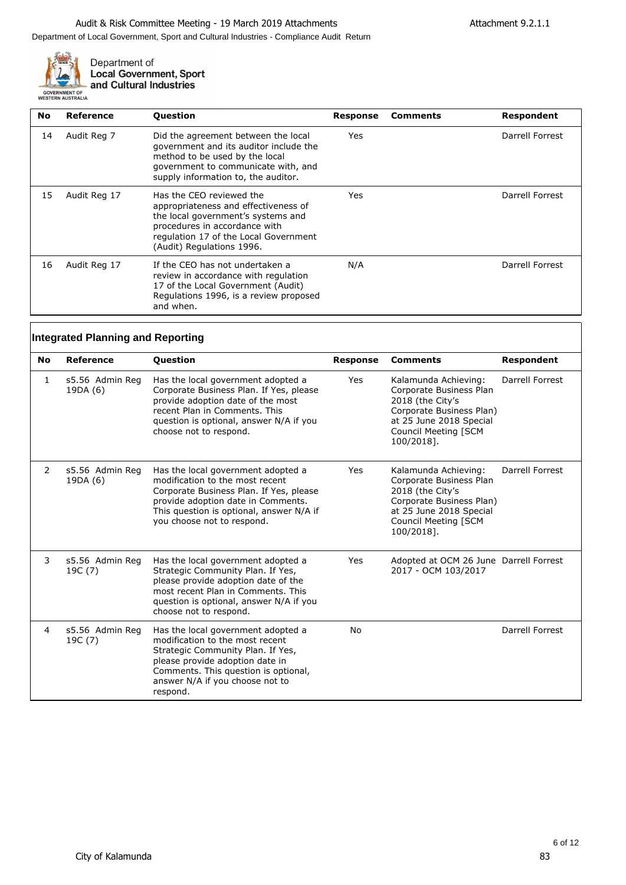Department of Local Government, Sport and Cultural Industries

| No | Reference | Question | Response | Comments | Respondent |
|---|---|---|---|---|---|
| 14 | Audit Reg 7 | Did the agreement between the local government and its auditor include the method to be used by the local government to communicate with, and supply information to, the auditor. | Yes | | Darrell Forrest |
| 15 | Audit Reg 17 | Has the CEO reviewed the appropriateness and effectiveness of the local government's systems and procedures in accordance with regulation 17 of the Local Government (Audit) Regulations 1996. | Yes | | Darrell Forrest |
| 16 | Audit Reg 17 | If the CEO has not undertaken a review in accordance with regulation 17 of the Local Government (Audit) Regulations 1996, is a review proposed and when. | N/A | | Darrell Forrest |

## Integrated Planning and Reporting

| No | Reference | Question | Response | Comments | Respondent |
|---|---|---|---|---|---|
| 1 | s5.56 Admin Reg 19DA (6) | Has the local government adopted a Corporate Business Plan. If Yes, please provide adoption date of the most recent Plan in Comments. This question is optional, answer N/A if you choose not to respond. | Yes | Kalamunda Achieving: Corporate Business Plan 2018 (the City's Corporate Business Plan) at 25 June 2018 Special Council Meeting [SCM 100/2018]. | Darrell Forrest |
| 2 | s5.56 Admin Reg 19DA (6) | Has the local government adopted a modification to the most recent Corporate Business Plan. If Yes, please provide adoption date in Comments. This question is optional, answer N/A if you choose not to respond. | Yes | Kalamunda Achieving: Corporate Business Plan 2018 (the City's Corporate Business Plan) at 25 June 2018 Special Council Meeting [SCM 100/2018]. | Darrell Forrest |
| 3 | s5.56 Admin Reg 19C (7) | Has the local government adopted a Strategic Community Plan. If Yes, please provide adoption date of the most recent Plan in Comments. This question is optional, answer N/A if you choose not to respond. | Yes | Adopted at OCM 26 June 2017 - OCM 103/2017 | Darrell Forrest |
| 4 | s5.56 Admin Reg 19C (7) | Has the local government adopted a modification to the most recent Strategic Community Plan. If Yes, please provide adoption date in Comments. This question is optional, answer N/A if you choose not to respond. | No | | Darrell Forrest |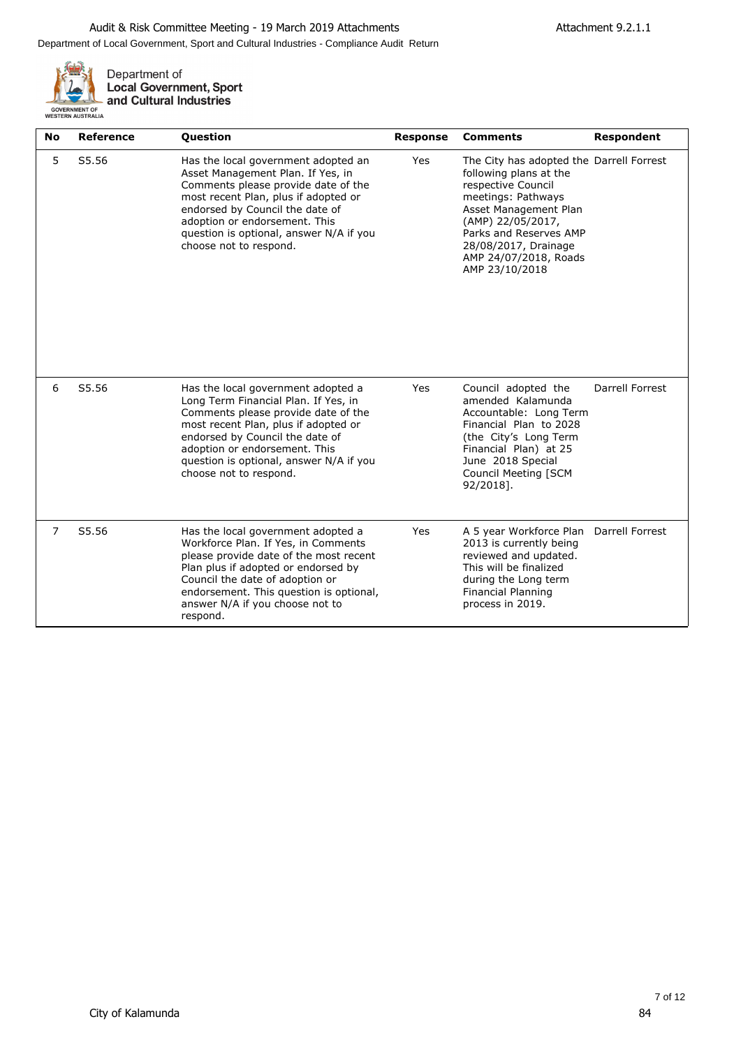Department of Local Government, Sport and Cultural Industries - Compliance Audit Return

Department of
**Local Government, Sport and Cultural Industries**

| No | Reference | Question | Response | Comments | Respondent |
|---|---|---|---|---|---|
| 5 | S5.56 | Has the local government adopted an Asset Management Plan. If Yes, in Comments please provide date of the most recent Plan, plus if adopted or endorsed by Council the date of adoption or endorsement. This question is optional, answer N/A if you choose not to respond. | Yes | The City has adopted the following plans at the respective Council meetings: Pathways Asset Management Plan (AMP) 22/05/2017, Parks and Reserves AMP 28/08/2017, Drainage AMP 24/07/2018, Roads AMP 23/10/2018 | Darrell Forrest |
| 6 | S5.56 | Has the local government adopted a Long Term Financial Plan. If Yes, in Comments please provide date of the most recent Plan, plus if adopted or endorsed by Council the date of adoption or endorsement. This question is optional, answer N/A if you choose not to respond. | Yes | Council adopted the amended Kalamunda Accountable: Long Term Financial Plan to 2028 (the City's Long Term Financial Plan) at 25 June 2018 Special Council Meeting [SCM 92/2018]. | Darrell Forrest |
| 7 | S5.56 | Has the local government adopted a Workforce Plan. If Yes, in Comments please provide date of the most recent Plan plus if adopted or endorsed by Council the date of adoption or endorsement. This question is optional, answer N/A if you choose not to respond. | Yes | A 5 year Workforce Plan 2013 is currently being reviewed and updated. This will be finalized during the Long term Financial Planning process in 2019. | Darrell Forrest |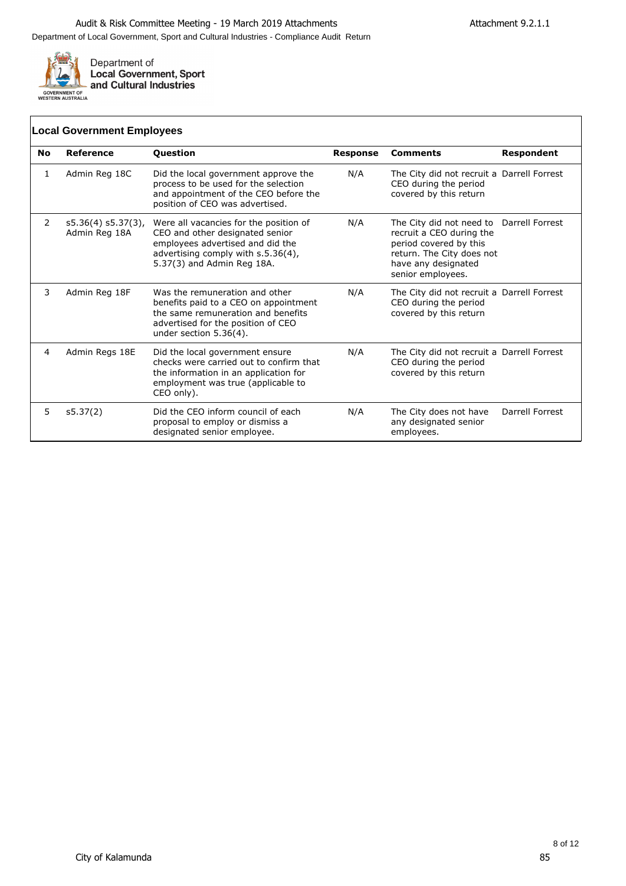## Local Government Employees

| No | Reference | Question | Response | Comments | Respondent |
|---|---|---|---|---|---|
| 1 | Admin Reg 18C | Did the local government approve the process to be used for the selection and appointment of the CEO before the position of CEO was advertised. | N/A | The City did not recruit a CEO during the period covered by this return | Darrell Forrest |
| 2 | s5.36(4) s5.37(3), Admin Reg 18A | Were all vacancies for the position of CEO and other designated senior employees advertised and did the advertising comply with s.5.36(4), 5.37(3) and Admin Reg 18A. | N/A | The City did not need to recruit a CEO during the period covered by this return. The City does not have any designated senior employees. | Darrell Forrest |
| 3 | Admin Reg 18F | Was the remuneration and other benefits paid to a CEO on appointment the same remuneration and benefits advertised for the position of CEO under section 5.36(4). | N/A | The City did not recruit a CEO during the period covered by this return | Darrell Forrest |
| 4 | Admin Regs 18E | Did the local government ensure checks were carried out to confirm that the information in an application for employment was true (applicable to CEO only). | N/A | The City did not recruit a CEO during the period covered by this return | Darrell Forrest |
| 5 | s5.37(2) | Did the CEO inform council of each proposal to employ or dismiss a designated senior employee. | N/A | The City does not have any designated senior employees. | Darrell Forrest |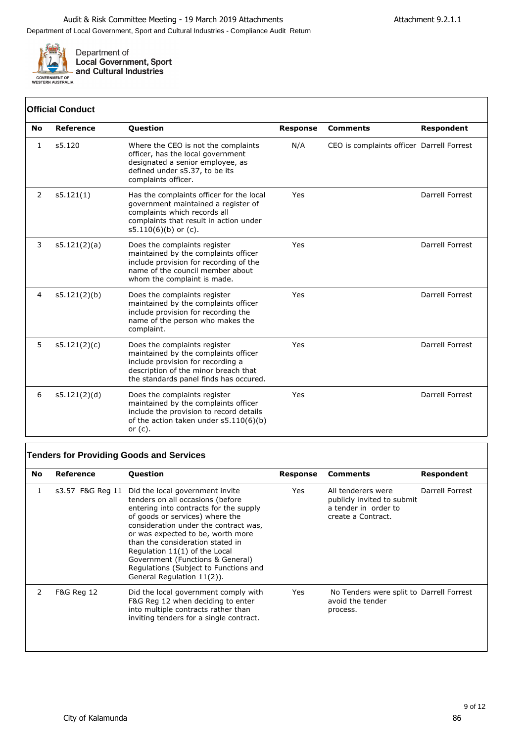Department of Local Government, Sport and Cultural Industries - Compliance Audit Return

Department of **Local Government, Sport and Cultural Industries**

GOVERNMENT OF WESTERN AUSTRALIA

## Official Conduct

| No | Reference | Question | Response | Comments | Respondent |
|---|---|---|---|---|---|
| 1 | s5.120 | Where the CEO is not the complaints officer, has the local government designated a senior employee, as defined under s5.37, to be its complaints officer. | N/A | CEO is complaints officer | Darrell Forrest |
| 2 | s5.121(1) | Has the complaints officer for the local government maintained a register of complaints which records all complaints that result in action under s5.110(6)(b) or (c). | Yes | | Darrell Forrest |
| 3 | s5.121(2)(a) | Does the complaints register maintained by the complaints officer include provision for recording of the name of the council member about whom the complaint is made. | Yes | | Darrell Forrest |
| 4 | s5.121(2)(b) | Does the complaints register maintained by the complaints officer include provision for recording the name of the person who makes the complaint. | Yes | | Darrell Forrest |
| 5 | s5.121(2)(c) | Does the complaints register maintained by the complaints officer include provision for recording a description of the minor breach that the standards panel finds has occured. | Yes | | Darrell Forrest |
| 6 | s5.121(2)(d) | Does the complaints register maintained by the complaints officer include the provision to record details of the action taken under s5.110(6)(b) or (c). | Yes | | Darrell Forrest |

## Tenders for Providing Goods and Services

| No | Reference | Question | Response | Comments | Respondent |
|---|---|---|---|---|---|
| 1 | s3.57 F&G Reg 11 | Did the local government invite tenders on all occasions (before entering into contracts for the supply of goods or services) where the consideration under the contract was, or was expected to be, worth more than the consideration stated in Regulation 11(1) of the Local Government (Functions & General) Regulations (Subject to Functions and General Regulation 11(2)). | Yes | All tenderers were publicly invited to submit a tender in order to create a Contract. | Darrell Forrest |
| 2 | F&G Reg 12 | Did the local government comply with F&G Reg 12 when deciding to enter into multiple contracts rather than inviting tenders for a single contract. | Yes | No Tenders were split to avoid the tender process. | Darrell Forrest |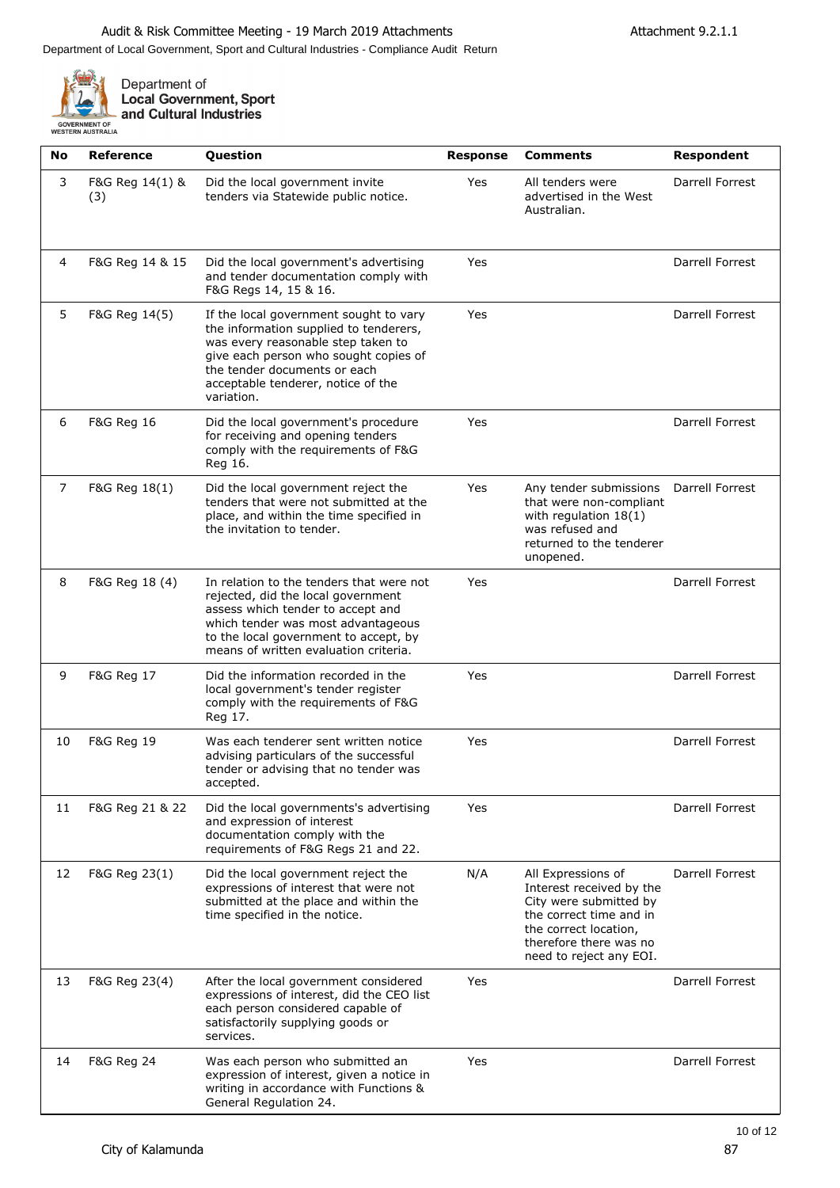Department of Local Government, Sport and Cultural Industries

| No | Reference | Question | Response | Comments | Respondent |
|---|---|---|---|---|---|
| 3 | F&G Reg 14(1) & (3) | Did the local government invite tenders via Statewide public notice. | Yes | All tenders were advertised in the West Australian. | Darrell Forrest |
| 4 | F&G Reg 14 & 15 | Did the local government's advertising and tender documentation comply with F&G Regs 14, 15 & 16. | Yes | | Darrell Forrest |
| 5 | F&G Reg 14(5) | If the local government sought to vary the information supplied to tenderers, was every reasonable step taken to give each person who sought copies of the tender documents or each acceptable tenderer, notice of the variation. | Yes | | Darrell Forrest |
| 6 | F&G Reg 16 | Did the local government's procedure for receiving and opening tenders comply with the requirements of F&G Reg 16. | Yes | | Darrell Forrest |
| 7 | F&G Reg 18(1) | Did the local government reject the tenders that were not submitted at the place, and within the time specified in the invitation to tender. | Yes | Any tender submissions that were non-compliant with regulation 18(1) was refused and returned to the tenderer unopened. | Darrell Forrest |
| 8 | F&G Reg 18 (4) | In relation to the tenders that were not rejected, did the local government assess which tender to accept and which tender was most advantageous to the local government to accept, by means of written evaluation criteria. | Yes | | Darrell Forrest |
| 9 | F&G Reg 17 | Did the information recorded in the local government's tender register comply with the requirements of F&G Reg 17. | Yes | | Darrell Forrest |
| 10 | F&G Reg 19 | Was each tenderer sent written notice advising particulars of the successful tender or advising that no tender was accepted. | Yes | | Darrell Forrest |
| 11 | F&G Reg 21 & 22 | Did the local governments's advertising and expression of interest documentation comply with the requirements of F&G Regs 21 and 22. | Yes | | Darrell Forrest |
| 12 | F&G Reg 23(1) | Did the local government reject the expressions of interest that were not submitted at the place and within the time specified in the notice. | N/A | All Expressions of Interest received by the City were submitted by the correct time and in the correct location, therefore there was no need to reject any EOI. | Darrell Forrest |
| 13 | F&G Reg 23(4) | After the local government considered expressions of interest, did the CEO list each person considered capable of satisfactorily supplying goods or services. | Yes | | Darrell Forrest |
| 14 | F&G Reg 24 | Was each person who submitted an expression of interest, given a notice in writing in accordance with Functions & General Regulation 24. | Yes | | Darrell Forrest |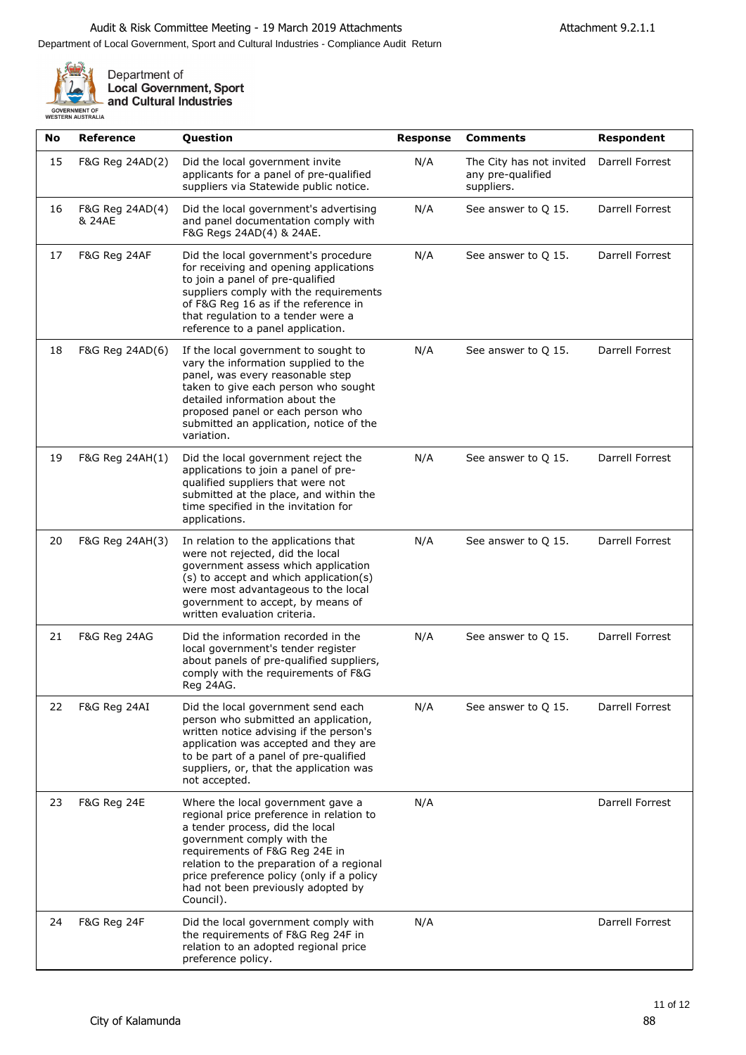Department of Local Government, Sport and Cultural Industries

| No | Reference | Question | Response | Comments | Respondent |
|---|---|---|---|---|---|
| 15 | F&G Reg 24AD(2) | Did the local government invite applicants for a panel of pre-qualified suppliers via Statewide public notice. | N/A | The City has not invited any pre-qualified suppliers. | Darrell Forrest |
| 16 | F&G Reg 24AD(4) & 24AE | Did the local government's advertising and panel documentation comply with F&G Regs 24AD(4) & 24AE. | N/A | See answer to Q 15. | Darrell Forrest |
| 17 | F&G Reg 24AF | Did the local government's procedure for receiving and opening applications to join a panel of pre-qualified suppliers comply with the requirements of F&G Reg 16 as if the reference in that regulation to a tender were a reference to a panel application. | N/A | See answer to Q 15. | Darrell Forrest |
| 18 | F&G Reg 24AD(6) | If the local government to sought to vary the information supplied to the panel, was every reasonable step taken to give each person who sought detailed information about the proposed panel or each person who submitted an application, notice of the variation. | N/A | See answer to Q 15. | Darrell Forrest |
| 19 | F&G Reg 24AH(1) | Did the local government reject the applications to join a panel of pre-qualified suppliers that were not submitted at the place, and within the time specified in the invitation for applications. | N/A | See answer to Q 15. | Darrell Forrest |
| 20 | F&G Reg 24AH(3) | In relation to the applications that were not rejected, did the local government assess which application (s) to accept and which application(s) were most advantageous to the local government to accept, by means of written evaluation criteria. | N/A | See answer to Q 15. | Darrell Forrest |
| 21 | F&G Reg 24AG | Did the information recorded in the local government's tender register about panels of pre-qualified suppliers, comply with the requirements of F&G Reg 24AG. | N/A | See answer to Q 15. | Darrell Forrest |
| 22 | F&G Reg 24AI | Did the local government send each person who submitted an application, written notice advising if the person's application was accepted and they are to be part of a panel of pre-qualified suppliers, or, that the application was not accepted. | N/A | See answer to Q 15. | Darrell Forrest |
| 23 | F&G Reg 24E | Where the local government gave a regional price preference in relation to a tender process, did the local government comply with the requirements of F&G Reg 24E in relation to the preparation of a regional price preference policy (only if a policy had not been previously adopted by Council). | N/A | | Darrell Forrest |
| 24 | F&G Reg 24F | Did the local government comply with the requirements of F&G Reg 24F in relation to an adopted regional price preference policy. | N/A | | Darrell Forrest |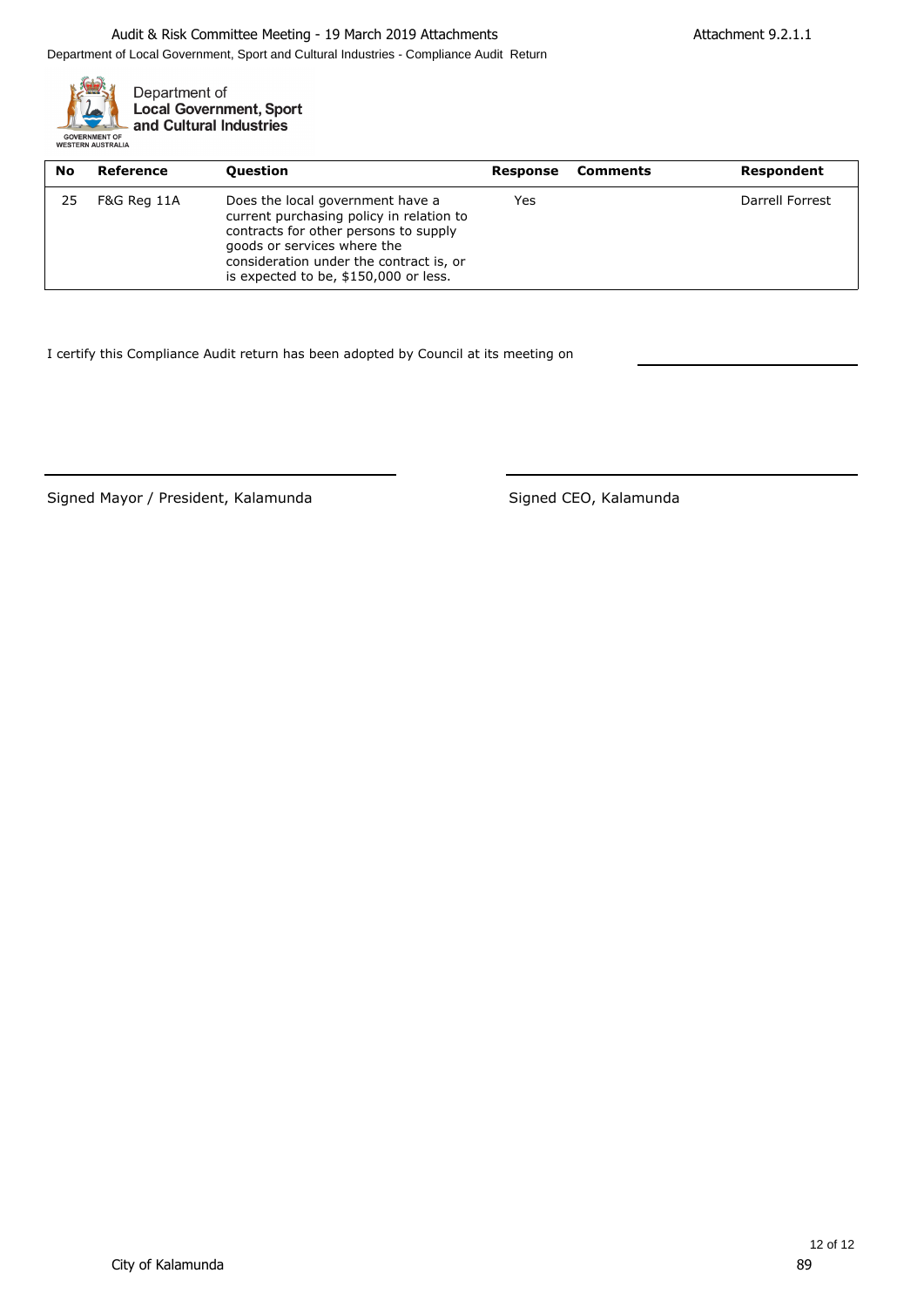Department of Local Government, Sport and Cultural Industries

| No | Reference | Question | Response | Comments | Respondent |
|---|---|---|---|---|---|
| 25 | F&G Reg 11A | Does the local government have a current purchasing policy in relation to contracts for other persons to supply goods or services where the consideration under the contract is, or is expected to be, $150,000 or less. | Yes | | Darrell Forrest |

I certify this Compliance Audit return has been adopted by Council at its meeting on ______________________

______________________________

Signed Mayor / President, Kalamunda

______________________________

Signed CEO, Kalamunda